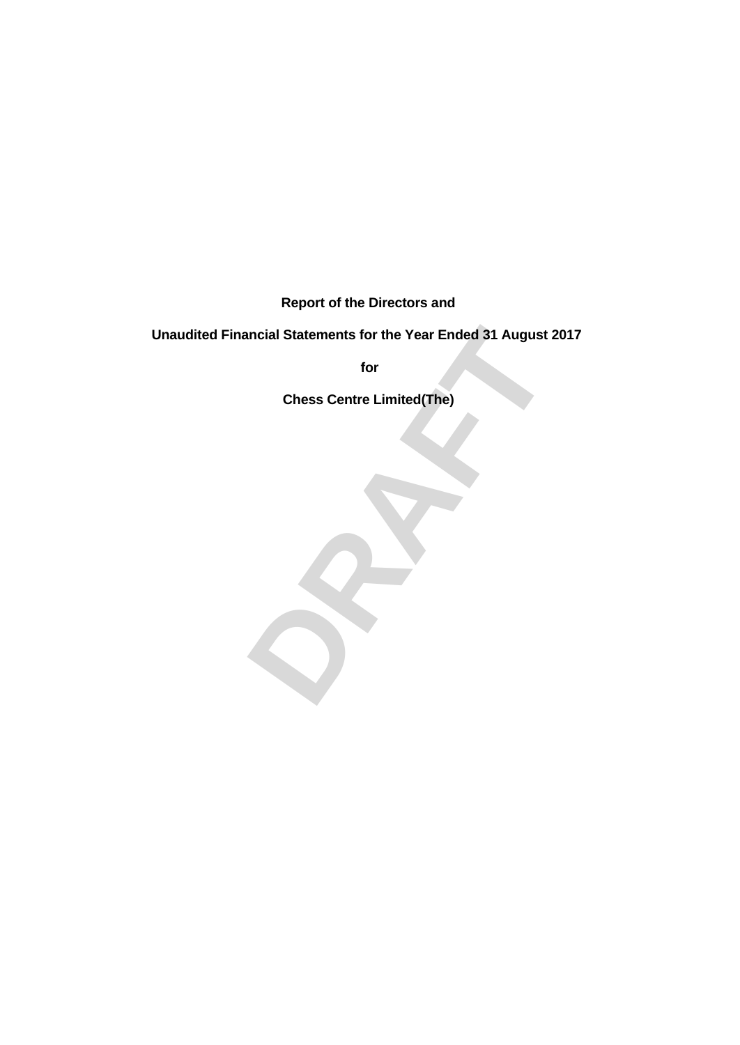**Report of the Directors and**

**Unaudited Financial Statements for the Year Ended 31 August 2017**

**for**

**Chess Centre Limited(The)**

DRAFT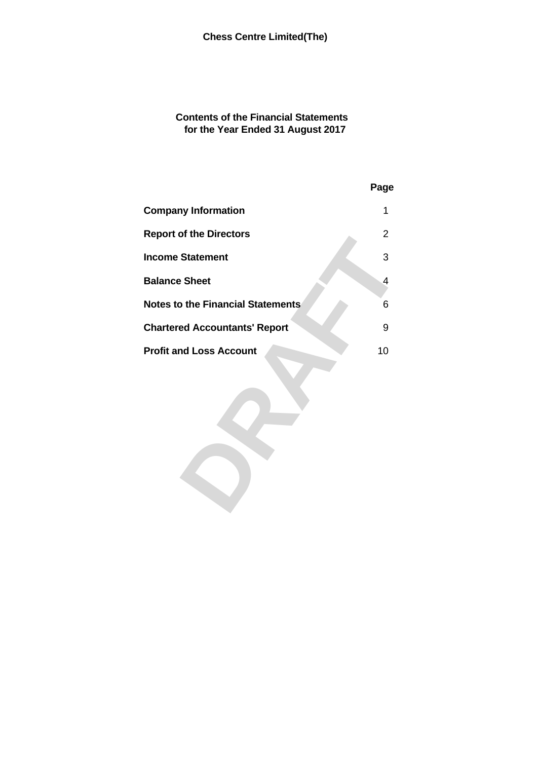# Chess Centre Limited(The)

## Contents of the Financial Statements for the Year Ended 31 August 2017

| | Page |
|---|---|
| **Company Information** | 1 |
| **Report of the Directors** | 2 |
| **Income Statement** | 3 |
| **Balance Sheet** | 4 |
| **Notes to the Financial Statements** | 6 |
| **Chartered Accountants' Report** | 9 |
| **Profit and Loss Account** | 10 |

DRAFT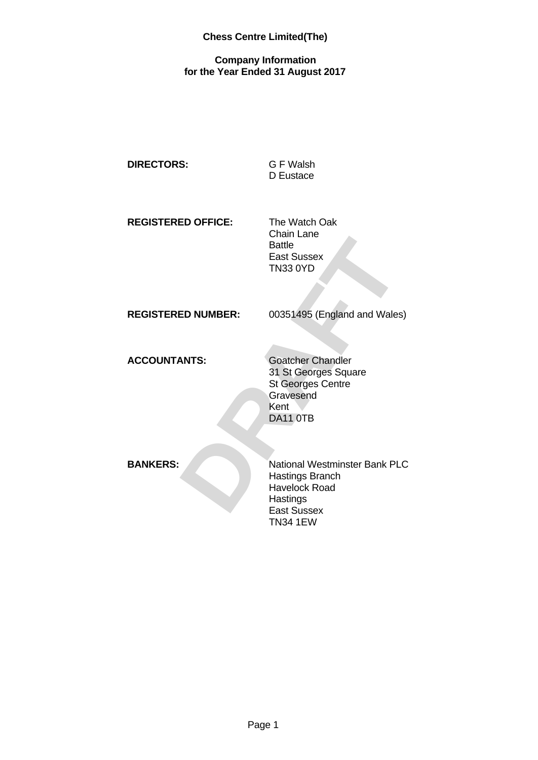**Chess Centre Limited(The)**

**Company Information**
**for the Year Ended 31 August 2017**

| | |
|---|---|
| **DIRECTORS:** | G F Walsh<br>D Eustace |
| **REGISTERED OFFICE:** | The Watch Oak<br>Chain Lane<br>Battle<br>East Sussex<br>TN33 0YD |
| **REGISTERED NUMBER:** | 00351495 (England and Wales) |
| **ACCOUNTANTS:** | Goatcher Chandler<br>31 St Georges Square<br>St Georges Centre<br>Gravesend<br>Kent<br>DA11 0TB |
| **BANKERS:** | National Westminster Bank PLC<br>Hastings Branch<br>Havelock Road<br>Hastings<br>East Sussex<br>TN34 1EW |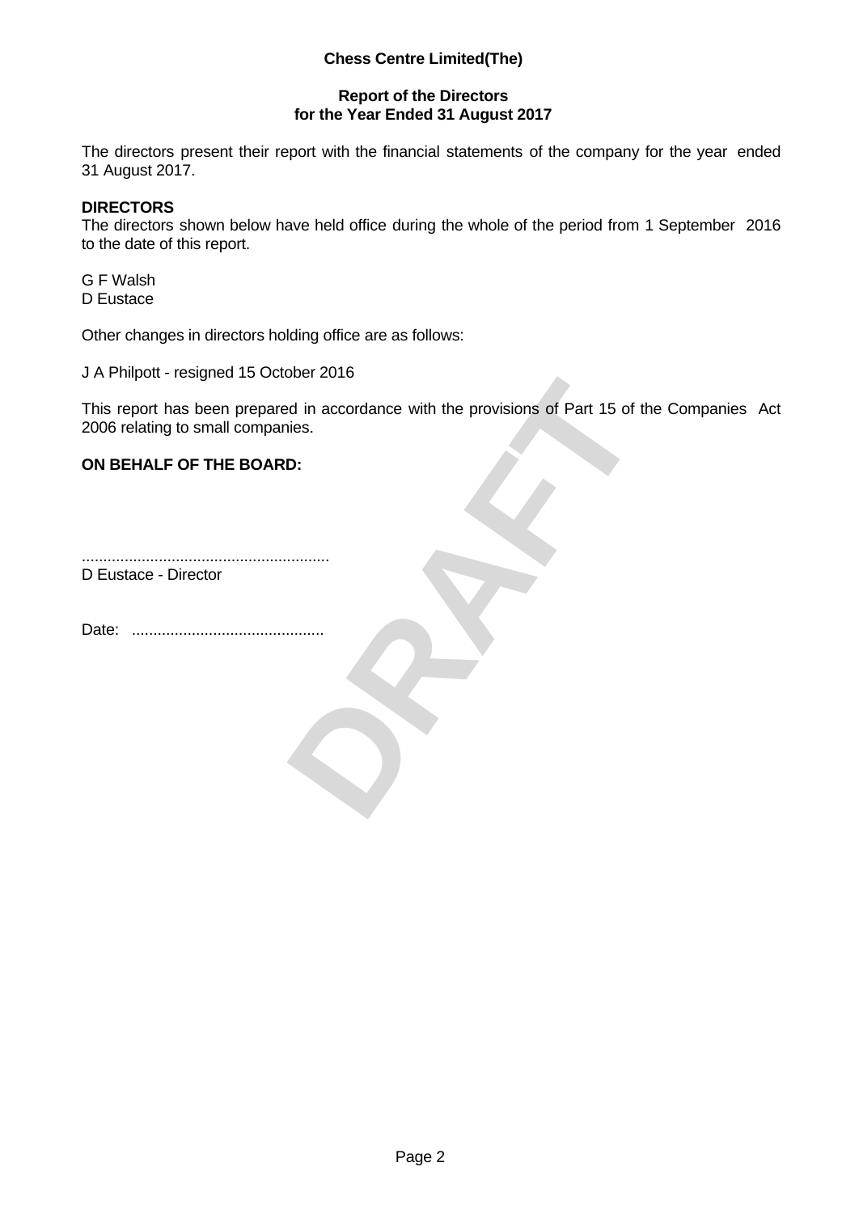**Chess Centre Limited(The)**

**Report of the Directors**
**for the Year Ended 31 August 2017**

The directors present their report with the financial statements of the company for the year ended 31 August 2017.

**DIRECTORS**
The directors shown below have held office during the whole of the period from 1 September 2016 to the date of this report.

G F Walsh
D Eustace

Other changes in directors holding office are as follows:

J A Philpott - resigned 15 October 2016

This report has been prepared in accordance with the provisions of Part 15 of the Companies Act 2006 relating to small companies.

**ON BEHALF OF THE BOARD:**

........................................................
D Eustace - Director

Date: ............................................

DRAFT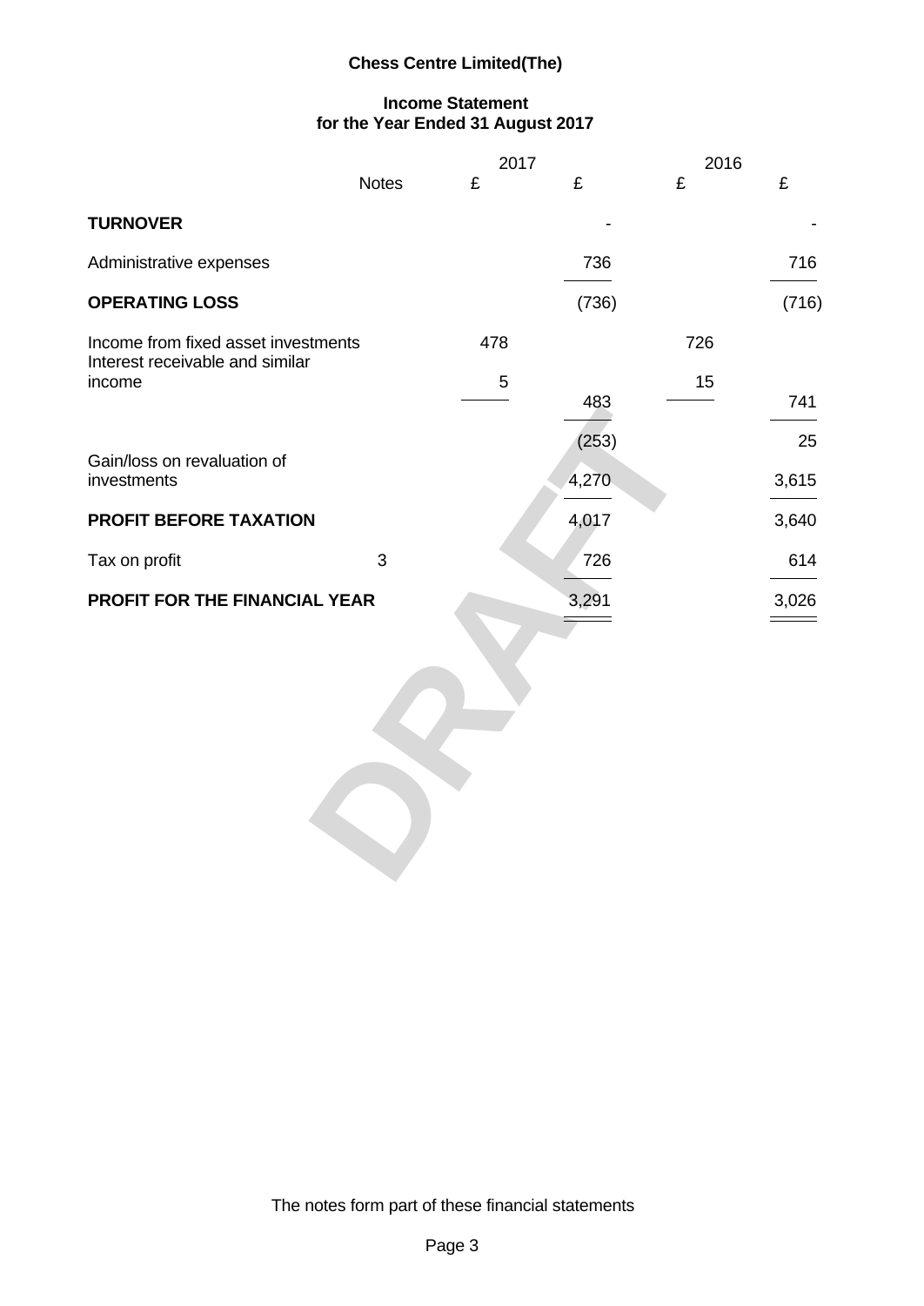# Chess Centre Limited(The)

## Income Statement
## for the Year Ended 31 August 2017

| | Notes | 2017 £ | 2017 £ | 2016 £ | 2016 £ |
|---|---|---|---|---|---|
| **TURNOVER** | | | - | | - |
| Administrative expenses | | | 736 | | 716 |
| **OPERATING LOSS** | | | (736) | | (716) |
| Income from fixed asset investments | | 478 | | 726 | |
| Interest receivable and similar income | | 5 | | 15 | |
| | | | 483 | | 741 |
| | | | (253) | | 25 |
| Gain/loss on revaluation of investments | | | 4,270 | | 3,615 |
| **PROFIT BEFORE TAXATION** | | | 4,017 | | 3,640 |
| Tax on profit | 3 | | 726 | | 614 |
| **PROFIT FOR THE FINANCIAL YEAR** | | | 3,291 | | 3,026 |

The notes form part of these financial statements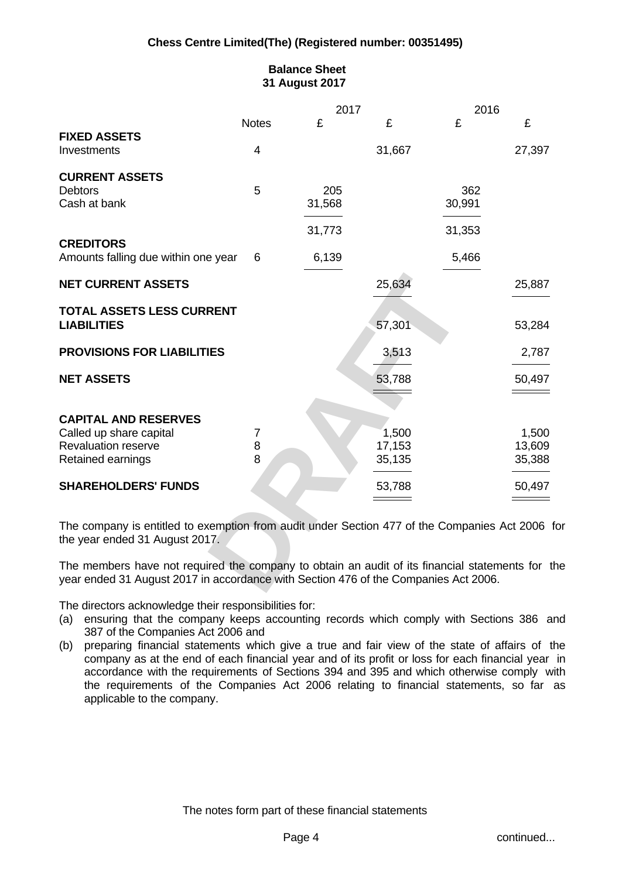**Chess Centre Limited(The) (Registered number: 00351495)**

## Balance Sheet
## 31 August 2017

| | Notes | 2017 £ | 2017 £ | 2016 £ | 2016 £ |
|---|---|---|---|---|---|
| **FIXED ASSETS** | | | | | |
| Investments | 4 | | 31,667 | | 27,397 |
| **CURRENT ASSETS** | | | | | |
| Debtors | 5 | 205 | | 362 | |
| Cash at bank | | 31,568 | | 30,991 | |
| | | 31,773 | | 31,353 | |
| **CREDITORS** | | | | | |
| Amounts falling due within one year | 6 | 6,139 | | 5,466 | |
| **NET CURRENT ASSETS** | | | 25,634 | | 25,887 |
| **TOTAL ASSETS LESS CURRENT LIABILITIES** | | | 57,301 | | 53,284 |
| **PROVISIONS FOR LIABILITIES** | | | 3,513 | | 2,787 |
| **NET ASSETS** | | | 53,788 | | 50,497 |
| **CAPITAL AND RESERVES** | | | | | |
| Called up share capital | 7 | | 1,500 | | 1,500 |
| Revaluation reserve | 8 | | 17,153 | | 13,609 |
| Retained earnings | 8 | | 35,135 | | 35,388 |
| **SHAREHOLDERS' FUNDS** | | | 53,788 | | 50,497 |

The company is entitled to exemption from audit under Section 477 of the Companies Act 2006 for the year ended 31 August 2017.

The members have not required the company to obtain an audit of its financial statements for the year ended 31 August 2017 in accordance with Section 476 of the Companies Act 2006.

The directors acknowledge their responsibilities for:

(a) ensuring that the company keeps accounting records which comply with Sections 386 and 387 of the Companies Act 2006 and

(b) preparing financial statements which give a true and fair view of the state of affairs of the company as at the end of each financial year and of its profit or loss for each financial year in accordance with the requirements of Sections 394 and 395 and which otherwise comply with the requirements of the Companies Act 2006 relating to financial statements, so far as applicable to the company.

The notes form part of these financial statements

continued...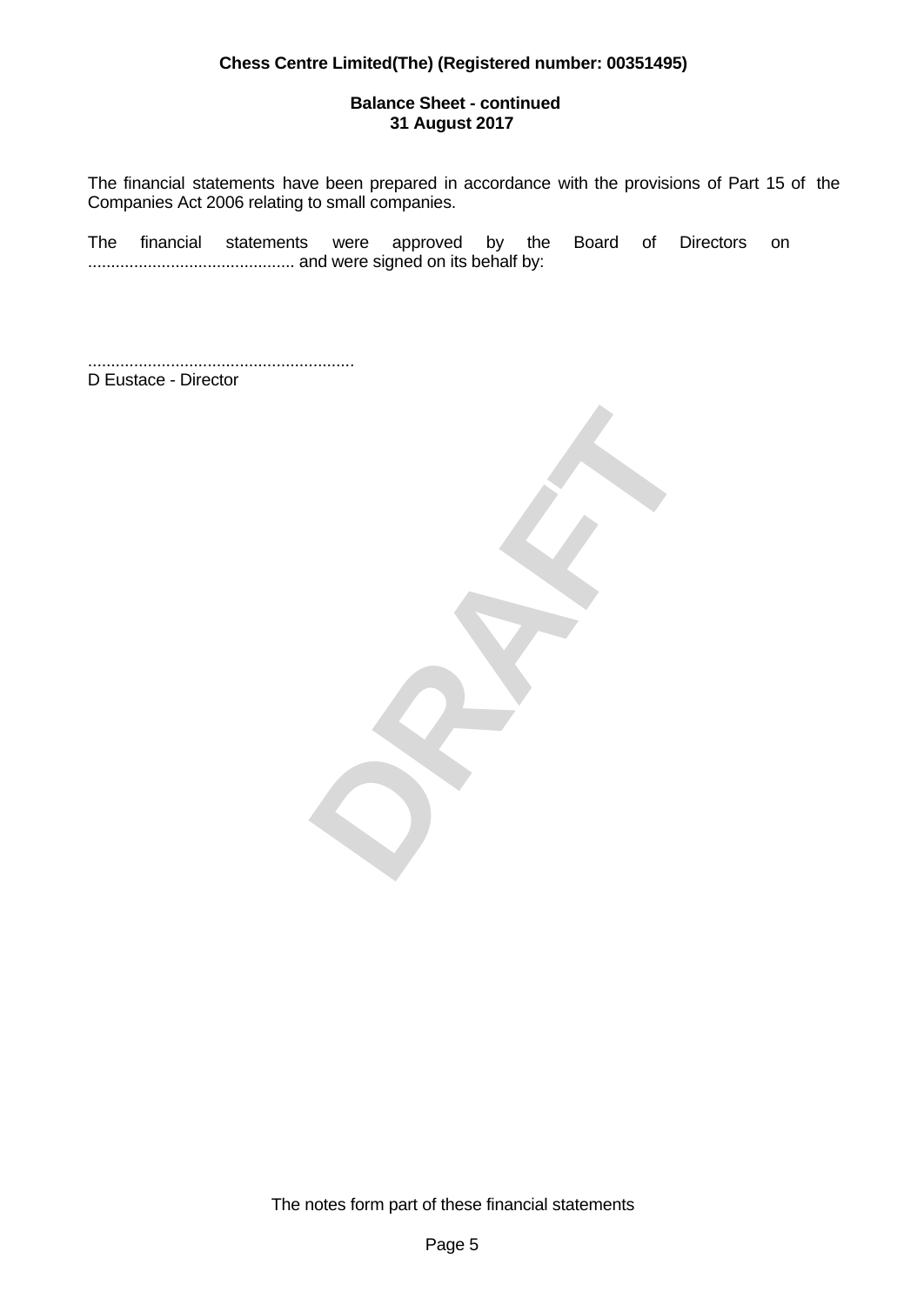**Chess Centre Limited(The) (Registered number: 00351495)**

**Balance Sheet - continued**
**31 August 2017**

The financial statements have been prepared in accordance with the provisions of Part 15 of the Companies Act 2006 relating to small companies.

The financial statements were approved by the Board of Directors on ............................................ and were signed on its behalf by:

.........................................................
D Eustace - Director

DRAFT

The notes form part of these financial statements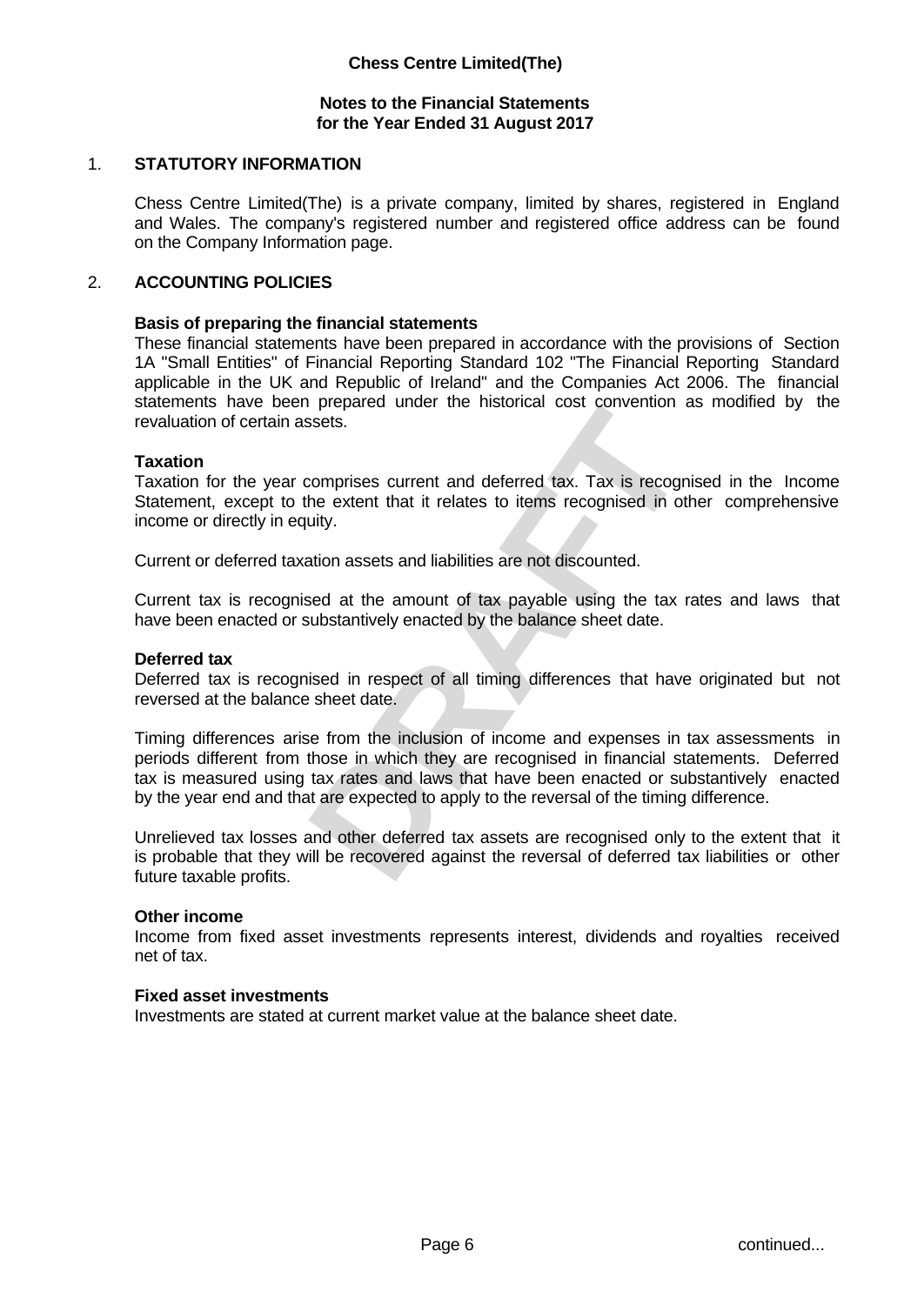**Chess Centre Limited(The)**

**Notes to the Financial Statements**
**for the Year Ended 31 August 2017**

## 1. STATUTORY INFORMATION

Chess Centre Limited(The) is a private company, limited by shares, registered in England and Wales. The company's registered number and registered office address can be found on the Company Information page.

## 2. ACCOUNTING POLICIES

**Basis of preparing the financial statements**
These financial statements have been prepared in accordance with the provisions of Section 1A "Small Entities" of Financial Reporting Standard 102 "The Financial Reporting Standard applicable in the UK and Republic of Ireland" and the Companies Act 2006. The financial statements have been prepared under the historical cost convention as modified by the revaluation of certain assets.

**Taxation**
Taxation for the year comprises current and deferred tax. Tax is recognised in the Income Statement, except to the extent that it relates to items recognised in other comprehensive income or directly in equity.

Current or deferred taxation assets and liabilities are not discounted.

Current tax is recognised at the amount of tax payable using the tax rates and laws that have been enacted or substantively enacted by the balance sheet date.

**Deferred tax**
Deferred tax is recognised in respect of all timing differences that have originated but not reversed at the balance sheet date.

Timing differences arise from the inclusion of income and expenses in tax assessments in periods different from those in which they are recognised in financial statements. Deferred tax is measured using tax rates and laws that have been enacted or substantively enacted by the year end and that are expected to apply to the reversal of the timing difference.

Unrelieved tax losses and other deferred tax assets are recognised only to the extent that it is probable that they will be recovered against the reversal of deferred tax liabilities or other future taxable profits.

**Other income**
Income from fixed asset investments represents interest, dividends and royalties received net of tax.

**Fixed asset investments**
Investments are stated at current market value at the balance sheet date.

continued...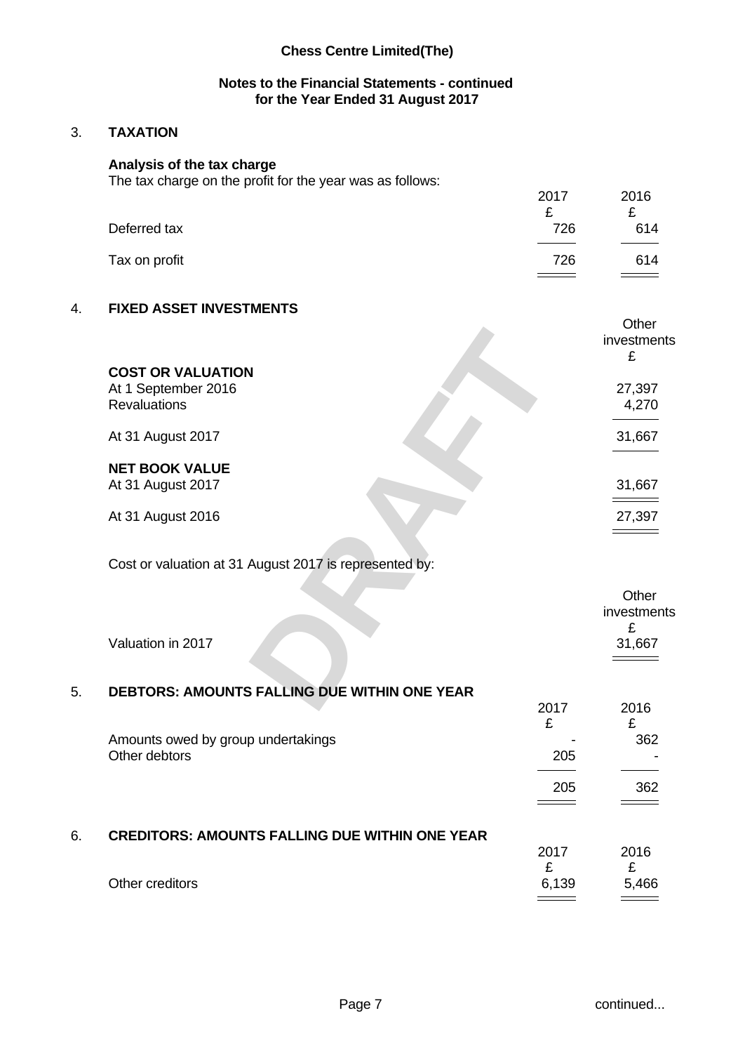## Chess Centre Limited(The)

### Notes to the Financial Statements - continued for the Year Ended 31 August 2017

### 3. TAXATION

**Analysis of the tax charge**

The tax charge on the profit for the year was as follows:

| | 2017 | 2016 |
|---|---|---|
| | £ | £ |
| Deferred tax | 726 | 614 |
| Tax on profit | 726 | 614 |

### 4. FIXED ASSET INVESTMENTS

| | Other investments |
|---|---|
| | £ |
| **COST OR VALUATION** | |
| At 1 September 2016 | 27,397 |
| Revaluations | 4,270 |
| At 31 August 2017 | 31,667 |
| **NET BOOK VALUE** | |
| At 31 August 2017 | 31,667 |
| At 31 August 2016 | 27,397 |

Cost or valuation at 31 August 2017 is represented by:

| | Other investments |
|---|---|
| | £ |
| Valuation in 2017 | 31,667 |

### 5. DEBTORS: AMOUNTS FALLING DUE WITHIN ONE YEAR

| | 2017 | 2016 |
|---|---|---|
| | £ | £ |
| Amounts owed by group undertakings | - | 362 |
| Other debtors | 205 | - |
| | 205 | 362 |

### 6. CREDITORS: AMOUNTS FALLING DUE WITHIN ONE YEAR

| | 2017 | 2016 |
|---|---|---|
| | £ | £ |
| Other creditors | 6,139 | 5,466 |

continued...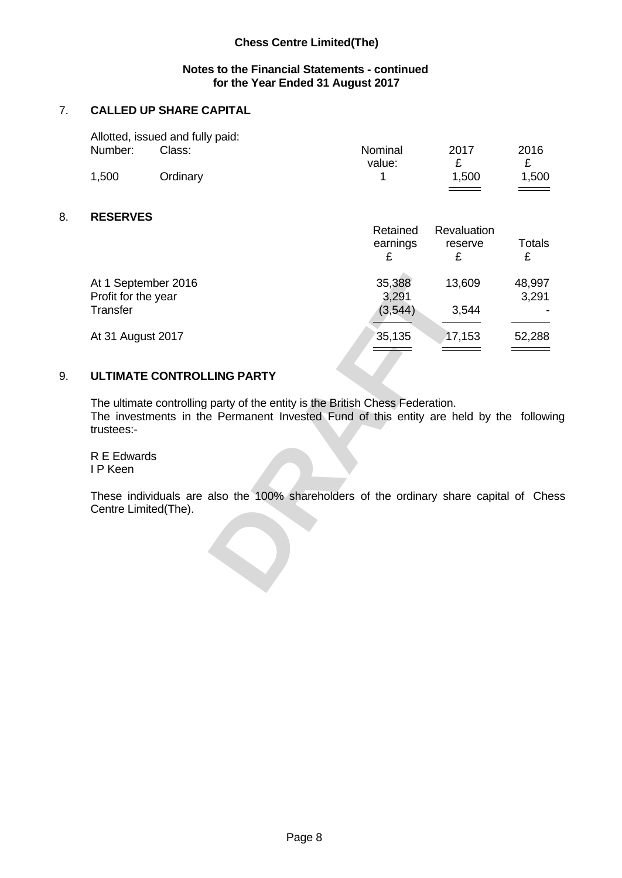**Chess Centre Limited(The)**

**Notes to the Financial Statements - continued**
**for the Year Ended 31 August 2017**

## 7. CALLED UP SHARE CAPITAL

Allotted, issued and fully paid:

| Number: | Class: | Nominal value: | 2017 £ | 2016 £ |
|---|---|---|---|---|
| 1,500 | Ordinary | 1 | 1,500 | 1,500 |

## 8. RESERVES

| | Retained earnings £ | Revaluation reserve £ | Totals £ |
|---|---|---|---|
| At 1 September 2016 | 35,388 | 13,609 | 48,997 |
| Profit for the year | 3,291 | | 3,291 |
| Transfer | (3,544) | 3,544 | - |
| At 31 August 2017 | 35,135 | 17,153 | 52,288 |

## 9. ULTIMATE CONTROLLING PARTY

The ultimate controlling party of the entity is the British Chess Federation.
The investments in the Permanent Invested Fund of this entity are held by the following trustees:-

R E Edwards
I P Keen

These individuals are also the 100% shareholders of the ordinary share capital of Chess Centre Limited(The).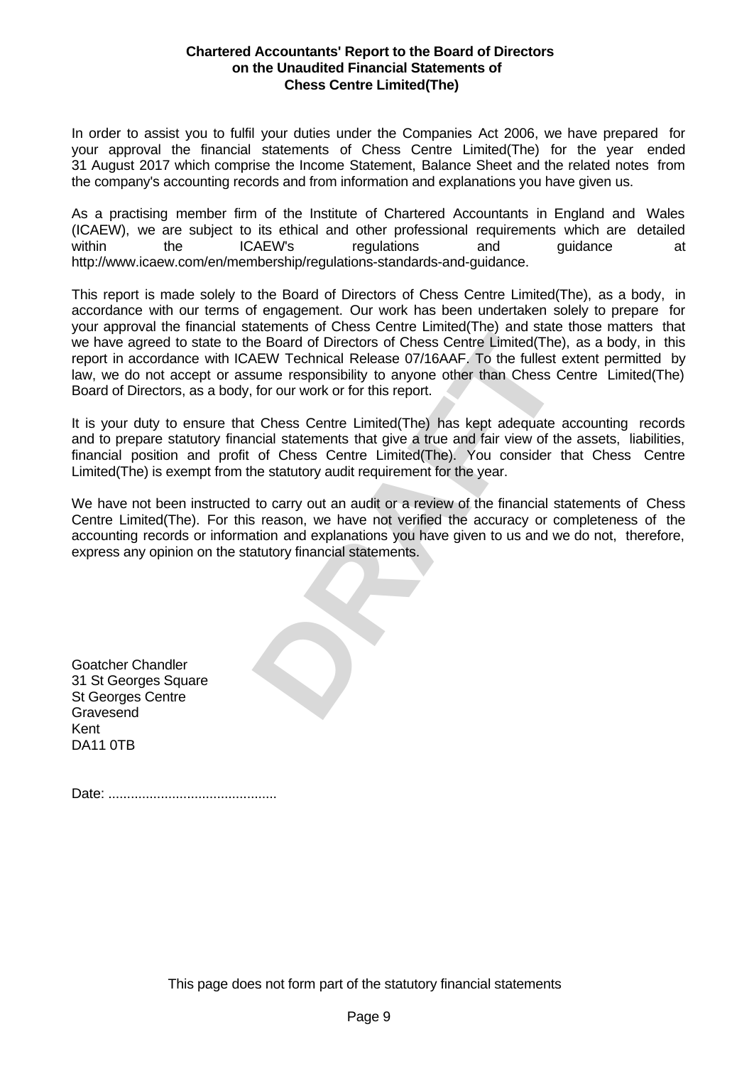**Chartered Accountants' Report to the Board of Directors on the Unaudited Financial Statements of Chess Centre Limited(The)**

In order to assist you to fulfil your duties under the Companies Act 2006, we have prepared for your approval the financial statements of Chess Centre Limited(The) for the year ended 31 August 2017 which comprise the Income Statement, Balance Sheet and the related notes from the company's accounting records and from information and explanations you have given us.

As a practising member firm of the Institute of Chartered Accountants in England and Wales (ICAEW), we are subject to its ethical and other professional requirements which are detailed within the ICAEW's regulations and guidance at http://www.icaew.com/en/membership/regulations-standards-and-guidance.

This report is made solely to the Board of Directors of Chess Centre Limited(The), as a body, in accordance with our terms of engagement. Our work has been undertaken solely to prepare for your approval the financial statements of Chess Centre Limited(The) and state those matters that we have agreed to state to the Board of Directors of Chess Centre Limited(The), as a body, in this report in accordance with ICAEW Technical Release 07/16AAF. To the fullest extent permitted by law, we do not accept or assume responsibility to anyone other than Chess Centre Limited(The) Board of Directors, as a body, for our work or for this report.

It is your duty to ensure that Chess Centre Limited(The) has kept adequate accounting records and to prepare statutory financial statements that give a true and fair view of the assets, liabilities, financial position and profit of Chess Centre Limited(The). You consider that Chess Centre Limited(The) is exempt from the statutory audit requirement for the year.

We have not been instructed to carry out an audit or a review of the financial statements of Chess Centre Limited(The). For this reason, we have not verified the accuracy or completeness of the accounting records or information and explanations you have given to us and we do not, therefore, express any opinion on the statutory financial statements.

DRAFT

Goatcher Chandler
31 St Georges Square
St Georges Centre
Gravesend
Kent
DA11 0TB

Date: ............................................

This page does not form part of the statutory financial statements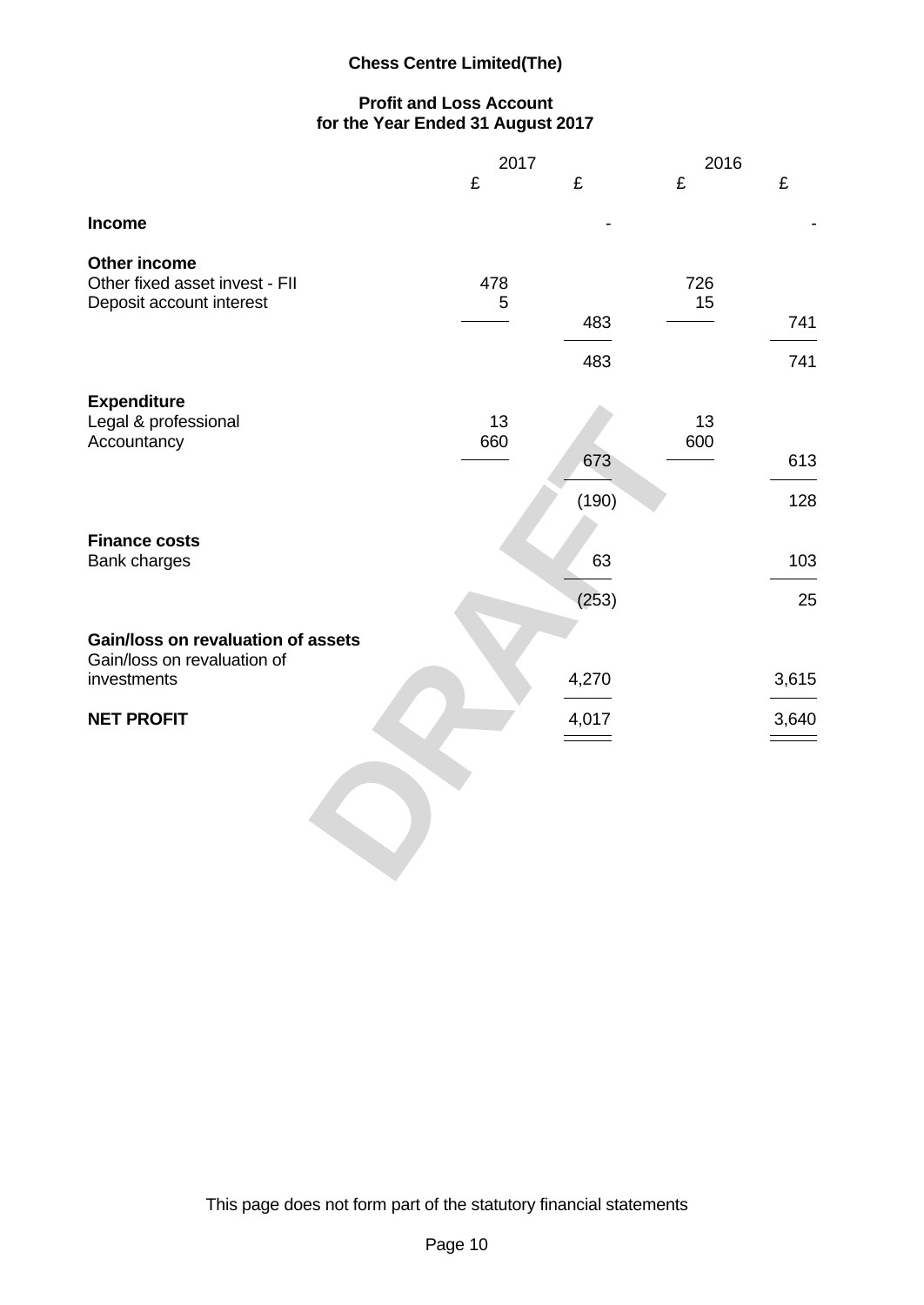**Chess Centre Limited(The)**

**Profit and Loss Account**
**for the Year Ended 31 August 2017**

| | 2017 | | 2016 | |
|---|---|---|---|---|
| | £ | £ | £ | £ |
| **Income** | | - | | - |
| **Other income** | | | | |
| Other fixed asset invest - FII | 478 | | 726 | |
| Deposit account interest | 5 | | 15 | |
| | | 483 | | 741 |
| | | 483 | | 741 |
| **Expenditure** | | | | |
| Legal & professional | 13 | | 13 | |
| Accountancy | 660 | | 600 | |
| | | 673 | | 613 |
| | | (190) | | 128 |
| **Finance costs** | | | | |
| Bank charges | | 63 | | 103 |
| | | (253) | | 25 |
| **Gain/loss on revaluation of assets** | | | | |
| Gain/loss on revaluation of investments | | 4,270 | | 3,615 |
| **NET PROFIT** | | 4,017 | | 3,640 |

DRAFT

This page does not form part of the statutory financial statements